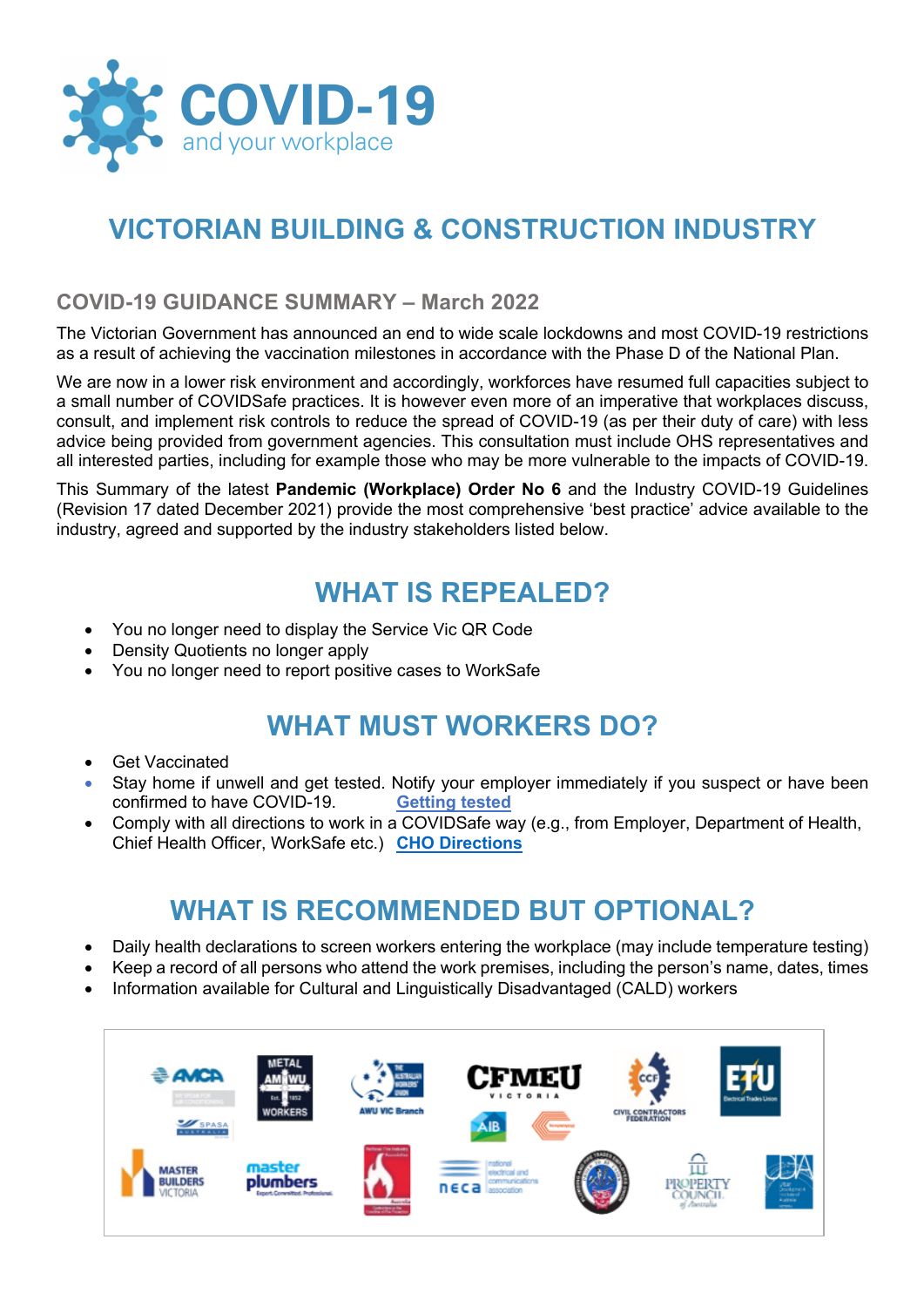# COVID-19
and your workplace

## VICTORIAN BUILDING & CONSTRUCTION INDUSTRY

### COVID-19 GUIDANCE SUMMARY – March 2022

The Victorian Government has announced an end to wide scale lockdowns and most COVID-19 restrictions as a result of achieving the vaccination milestones in accordance with the Phase D of the National Plan.

We are now in a lower risk environment and accordingly, workforces have resumed full capacities subject to a small number of COVIDSafe practices. It is however even more of an imperative that workplaces discuss, consult, and implement risk controls to reduce the spread of COVID-19 (as per their duty of care) with less advice being provided from government agencies. This consultation must include OHS representatives and all interested parties, including for example those who may be more vulnerable to the impacts of COVID-19.

This Summary of the latest **Pandemic (Workplace) Order No 6** and the Industry COVID-19 Guidelines (Revision 17 dated December 2021) provide the most comprehensive 'best practice' advice available to the industry, agreed and supported by the industry stakeholders listed below.

## WHAT IS REPEALED?

- You no longer need to display the Service Vic QR Code
- Density Quotients no longer apply
- You no longer need to report positive cases to WorkSafe

## WHAT MUST WORKERS DO?

- Get Vaccinated
- Stay home if unwell and get tested. Notify your employer immediately if you suspect or have been confirmed to have COVID-19. **Getting tested**
- Comply with all directions to work in a COVIDSafe way (e.g., from Employer, Department of Health, Chief Health Officer, WorkSafe etc.) **CHO Directions**

## WHAT IS RECOMMENDED BUT OPTIONAL?

- Daily health declarations to screen workers entering the workplace (may include temperature testing)
- Keep a record of all persons who attend the work premises, including the person's name, dates, times
- Information available for Cultural and Linguistically Disadvantaged (CALD) workers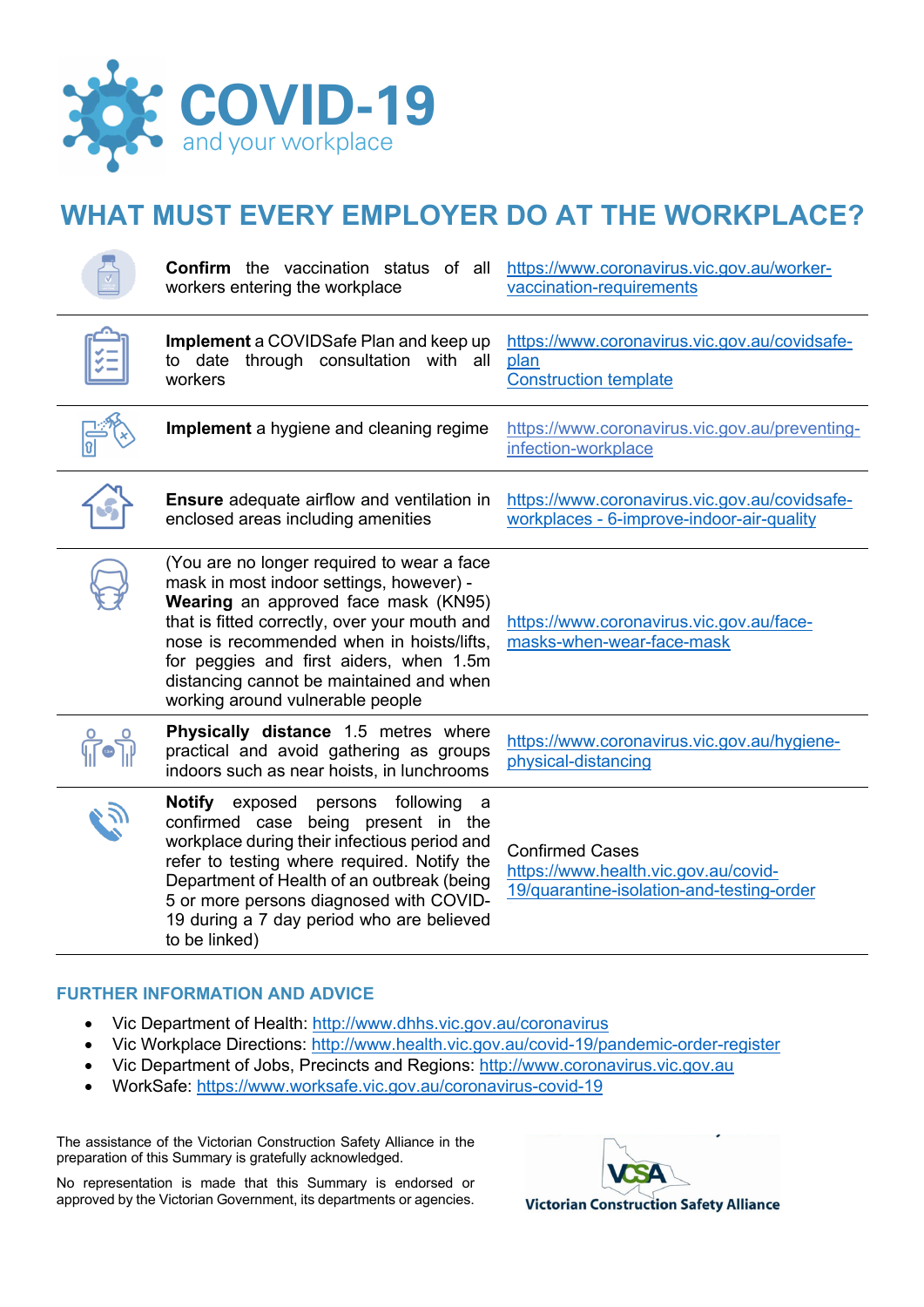# COVID-19
and your workplace

## WHAT MUST EVERY EMPLOYER DO AT THE WORKPLACE?

| | |
|---|---|
| **Confirm** the vaccination status of all workers entering the workplace | https://www.coronavirus.vic.gov.au/worker-vaccination-requirements |
| **Implement** a COVIDSafe Plan and keep up to date through consultation with all workers | https://www.coronavirus.vic.gov.au/covidsafe-plan<br>Construction template |
| **Implement** a hygiene and cleaning regime | https://www.coronavirus.vic.gov.au/preventing-infection-workplace |
| **Ensure** adequate airflow and ventilation in enclosed areas including amenities | https://www.coronavirus.vic.gov.au/covidsafe-workplaces - 6-improve-indoor-air-quality |
| (You are no longer required to wear a face mask in most indoor settings, however) - **Wearing** an approved face mask (KN95) that is fitted correctly, over your mouth and nose is recommended when in hoists/lifts, for peggies and first aiders, when 1.5m distancing cannot be maintained and when working around vulnerable people | https://www.coronavirus.vic.gov.au/face-masks-when-wear-face-mask |
| **Physically distance** 1.5 metres where practical and avoid gathering as groups indoors such as near hoists, in lunchrooms | https://www.coronavirus.vic.gov.au/hygiene-physical-distancing |
| **Notify** exposed persons following a confirmed case being present in the workplace during their infectious period and refer to testing where required. Notify the Department of Health of an outbreak (being 5 or more persons diagnosed with COVID-19 during a 7 day period who are believed to be linked) | Confirmed Cases<br>https://www.health.vic.gov.au/covid-19/quarantine-isolation-and-testing-order |

### FURTHER INFORMATION AND ADVICE

- Vic Department of Health: http://www.dhhs.vic.gov.au/coronavirus
- Vic Workplace Directions: http://www.health.vic.gov.au/covid-19/pandemic-order-register
- Vic Department of Jobs, Precincts and Regions: http://www.coronavirus.vic.gov.au
- WorkSafe: https://www.worksafe.vic.gov.au/coronavirus-covid-19

The assistance of the Victorian Construction Safety Alliance in the preparation of this Summary is gratefully acknowledged.

No representation is made that this Summary is endorsed or approved by the Victorian Government, its departments or agencies.

VCSA
Victorian Construction Safety Alliance